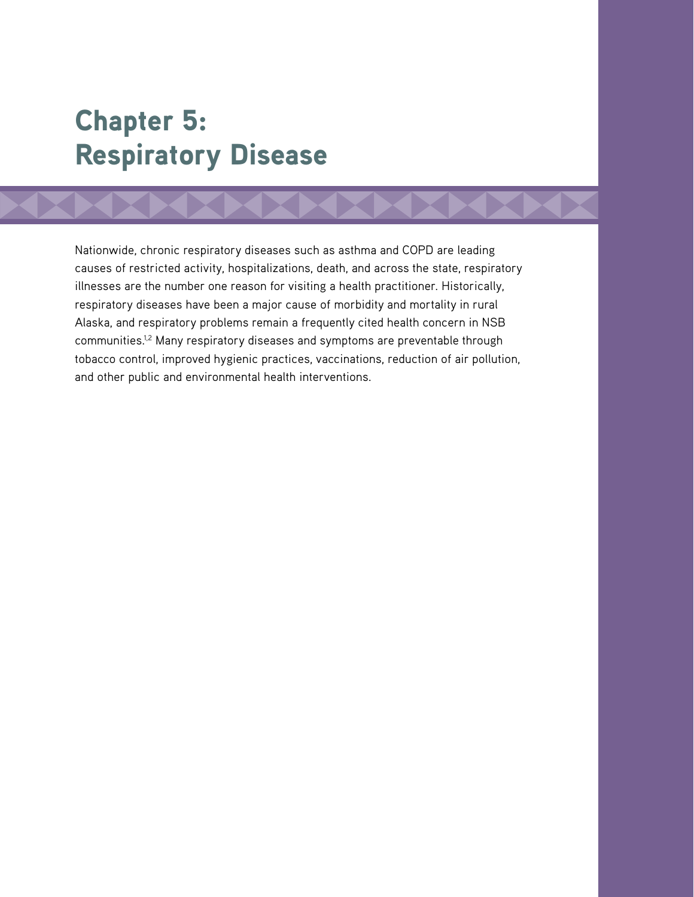# Chapter 5: Respiratory Disease

Nationwide, chronic respiratory diseases such as asthma and COPD are leading causes of restricted activity, hospitalizations, death, and across the state, respiratory illnesses are the number one reason for visiting a health practitioner. Historically, respiratory diseases have been a major cause of morbidity and mortality in rural Alaska, and respiratory problems remain a frequently cited health concern in NSB communities.[1,2] Many respiratory diseases and symptoms are preventable through tobacco control, improved hygienic practices, vaccinations, reduction of air pollution, and other public and environmental health interventions.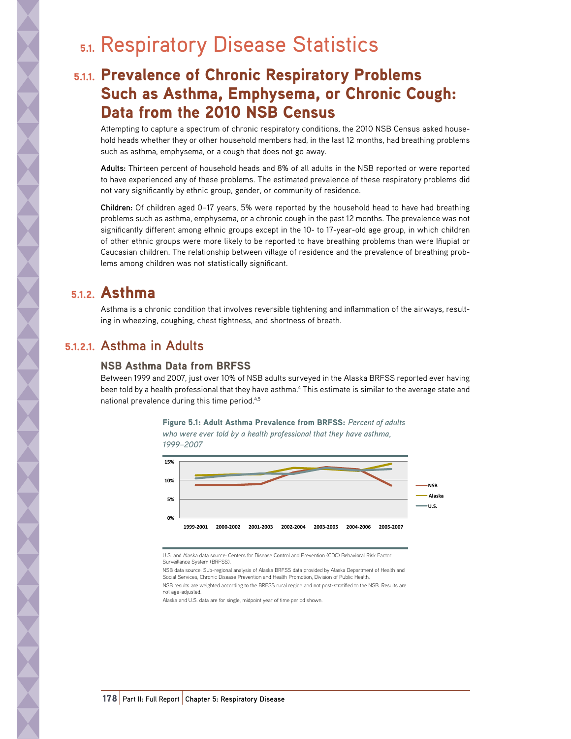# 5.1. Respiratory Disease Statistics

## 5.1.1. Prevalence of Chronic Respiratory Problems Such as Asthma, Emphysema, or Chronic Cough: Data from the 2010 NSB Census

Attempting to capture a spectrum of chronic respiratory conditions, the 2010 NSB Census asked household heads whether they or other household members had, in the last 12 months, had breathing problems such as asthma, emphysema, or a cough that does not go away.

**Adults:** Thirteen percent of household heads and 8% of all adults in the NSB reported or were reported to have experienced any of these problems. The estimated prevalence of these respiratory problems did not vary significantly by ethnic group, gender, or community of residence.

**Children:** Of children aged 0–17 years, 5% were reported by the household head to have had breathing problems such as asthma, emphysema, or a chronic cough in the past 12 months. The prevalence was not significantly different among ethnic groups except in the 10- to 17-year-old age group, in which children of other ethnic groups were more likely to be reported to have breathing problems than were Iñupiat or Caucasian children. The relationship between village of residence and the prevalence of breathing problems among children was not statistically significant.

## 5.1.2. Asthma

Asthma is a chronic condition that involves reversible tightening and inflammation of the airways, resulting in wheezing, coughing, chest tightness, and shortness of breath.

### 5.1.2.1. Asthma in Adults

#### NSB Asthma Data from BRFSS

Between 1999 and 2007, just over 10% of NSB adults surveyed in the Alaska BRFSS reported ever having been told by a health professional that they have asthma.[4] This estimate is similar to the average state and national prevalence during this time period.[4,5]

**Figure 5.1: Adult Asthma Prevalence from BRFSS:** *Percent of adults who were ever told by a health professional that they have asthma, 1999–2007*

U.S. and Alaska data source: Centers for Disease Control and Prevention (CDC) Behavioral Risk Factor Surveillance System (BRFSS).

NSB data source: Sub-regional analysis of Alaska BRFSS data provided by Alaska Department of Health and Social Services, Chronic Disease Prevention and Health Promotion, Division of Public Health.

NSB results are weighted according to the BRFSS rural region and not post-stratified to the NSB. Results are not age-adjusted.

Alaska and U.S. data are for single, midpoint year of time period shown.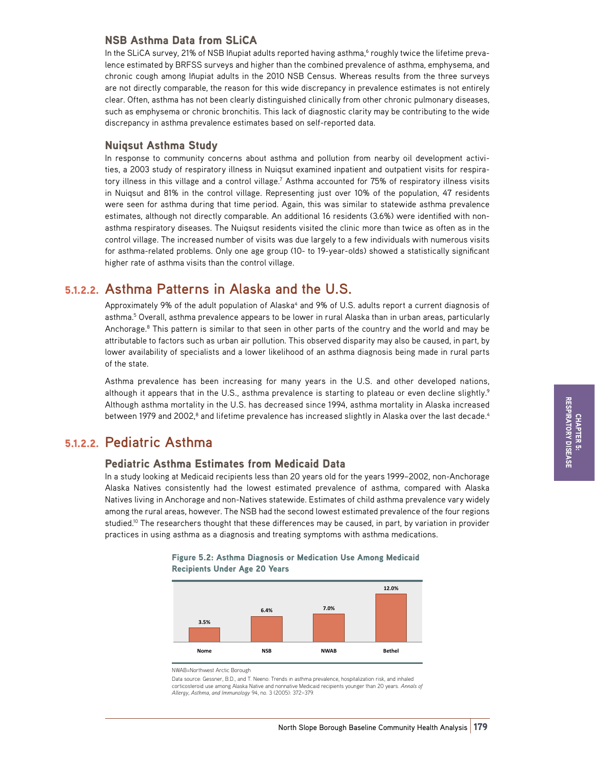### NSB Asthma Data from SLiCA

In the SLiCA survey, 21% of NSB Iñupiat adults reported having asthma,[6] roughly twice the lifetime prevalence estimated by BRFSS surveys and higher than the combined prevalence of asthma, emphysema, and chronic cough among Iñupiat adults in the 2010 NSB Census. Whereas results from the three surveys are not directly comparable, the reason for this wide discrepancy in prevalence estimates is not entirely clear. Often, asthma has not been clearly distinguished clinically from other chronic pulmonary diseases, such as emphysema or chronic bronchitis. This lack of diagnostic clarity may be contributing to the wide discrepancy in asthma prevalence estimates based on self-reported data.

### Nuiqsut Asthma Study

In response to community concerns about asthma and pollution from nearby oil development activities, a 2003 study of respiratory illness in Nuiqsut examined inpatient and outpatient visits for respiratory illness in this village and a control village.[7] Asthma accounted for 75% of respiratory illness visits in Nuiqsut and 81% in the control village. Representing just over 10% of the population, 47 residents were seen for asthma during that time period. Again, this was similar to statewide asthma prevalence estimates, although not directly comparable. An additional 16 residents (3.6%) were identified with non-asthma respiratory diseases. The Nuiqsut residents visited the clinic more than twice as often as in the control village. The increased number of visits was due largely to a few individuals with numerous visits for asthma-related problems. Only one age group (10- to 19-year-olds) showed a statistically significant higher rate of asthma visits than the control village.

## 5.1.2.2. Asthma Patterns in Alaska and the U.S.

Approximately 9% of the adult population of Alaska[4] and 9% of U.S. adults report a current diagnosis of asthma.[5] Overall, asthma prevalence appears to be lower in rural Alaska than in urban areas, particularly Anchorage.[8] This pattern is similar to that seen in other parts of the country and the world and may be attributable to factors such as urban air pollution. This observed disparity may also be caused, in part, by lower availability of specialists and a lower likelihood of an asthma diagnosis being made in rural parts of the state.

Asthma prevalence has been increasing for many years in the U.S. and other developed nations, although it appears that in the U.S., asthma prevalence is starting to plateau or even decline slightly.[9] Although asthma mortality in the U.S. has decreased since 1994, asthma mortality in Alaska increased between 1979 and 2002,[8] and lifetime prevalence has increased slightly in Alaska over the last decade.[4]

## 5.1.2.2. Pediatric Asthma

### Pediatric Asthma Estimates from Medicaid Data

In a study looking at Medicaid recipients less than 20 years old for the years 1999–2002, non-Anchorage Alaska Natives consistently had the lowest estimated prevalence of asthma, compared with Alaska Natives living in Anchorage and non-Natives statewide. Estimates of child asthma prevalence vary widely among the rural areas, however. The NSB had the second lowest estimated prevalence of the four regions studied.[10] The researchers thought that these differences may be caused, in part, by variation in provider practices in using asthma as a diagnosis and treating symptoms with asthma medications.

**Figure 5.2: Asthma Diagnosis or Medication Use Among Medicaid Recipients Under Age 20 Years**

| Nome | NSB | NWAB | Bethel |
| --- | --- | --- | --- |
| 3.5% | 6.4% | 7.0% | 12.0% |

NWAB=Northwest Arctic Borough

Data source: Gessner, B.D., and T. Neeno: Trends in asthma prevalence, hospitalization risk, and inhaled corticosteroid use among Alaska Native and nonnative Medicaid recipients younger than 20 years. *Annals of Allergy, Asthma, and Immunology* 94, no. 3 (2005): 372–379.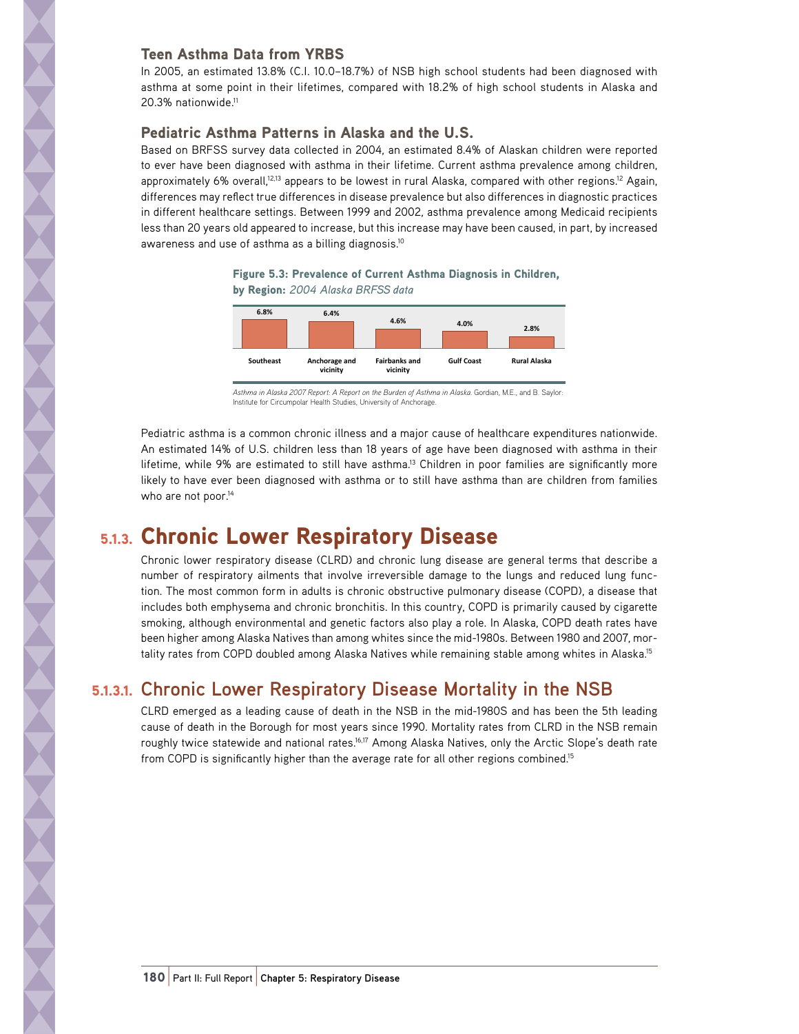### Teen Asthma Data from YRBS

In 2005, an estimated 13.8% (C.I. 10.0–18.7%) of NSB high school students had been diagnosed with asthma at some point in their lifetimes, compared with 18.2% of high school students in Alaska and 20.3% nationwide.[11]

### Pediatric Asthma Patterns in Alaska and the U.S.

Based on BRFSS survey data collected in 2004, an estimated 8.4% of Alaskan children were reported to ever have been diagnosed with asthma in their lifetime. Current asthma prevalence among children, approximately 6% overall,[12,13] appears to be lowest in rural Alaska, compared with other regions.[12] Again, differences may reflect true differences in disease prevalence but also differences in diagnostic practices in different healthcare settings. Between 1999 and 2002, asthma prevalence among Medicaid recipients less than 20 years old appeared to increase, but this increase may have been caused, in part, by increased awareness and use of asthma as a billing diagnosis.[10]

**Figure 5.3: Prevalence of Current Asthma Diagnosis in Children, by Region:** *2004 Alaska BRFSS data*

| Southeast | Anchorage and vicinity | Fairbanks and vicinity | Gulf Coast | Rural Alaska |
|---|---|---|---|---|
| 6.8% | 6.4% | 4.6% | 4.0% | 2.8% |

*Asthma in Alaska 2007 Report: A Report on the Burden of Asthma in Alaska.* Gordian, M.E., and B. Saylor: Institute for Circumpolar Health Studies, University of Anchorage.

Pediatric asthma is a common chronic illness and a major cause of healthcare expenditures nationwide. An estimated 14% of U.S. children less than 18 years of age have been diagnosed with asthma in their lifetime, while 9% are estimated to still have asthma.[13] Children in poor families are significantly more likely to have ever been diagnosed with asthma or to still have asthma than are children from families who are not poor.[14]

## 5.1.3. Chronic Lower Respiratory Disease

Chronic lower respiratory disease (CLRD) and chronic lung disease are general terms that describe a number of respiratory ailments that involve irreversible damage to the lungs and reduced lung function. The most common form in adults is chronic obstructive pulmonary disease (COPD), a disease that includes both emphysema and chronic bronchitis. In this country, COPD is primarily caused by cigarette smoking, although environmental and genetic factors also play a role. In Alaska, COPD death rates have been higher among Alaska Natives than among whites since the mid-1980s. Between 1980 and 2007, mortality rates from COPD doubled among Alaska Natives while remaining stable among whites in Alaska.[15]

### 5.1.3.1. Chronic Lower Respiratory Disease Mortality in the NSB

CLRD emerged as a leading cause of death in the NSB in the mid-1980S and has been the 5th leading cause of death in the Borough for most years since 1990. Mortality rates from CLRD in the NSB remain roughly twice statewide and national rates.[16,17] Among Alaska Natives, only the Arctic Slope's death rate from COPD is significantly higher than the average rate for all other regions combined.[15]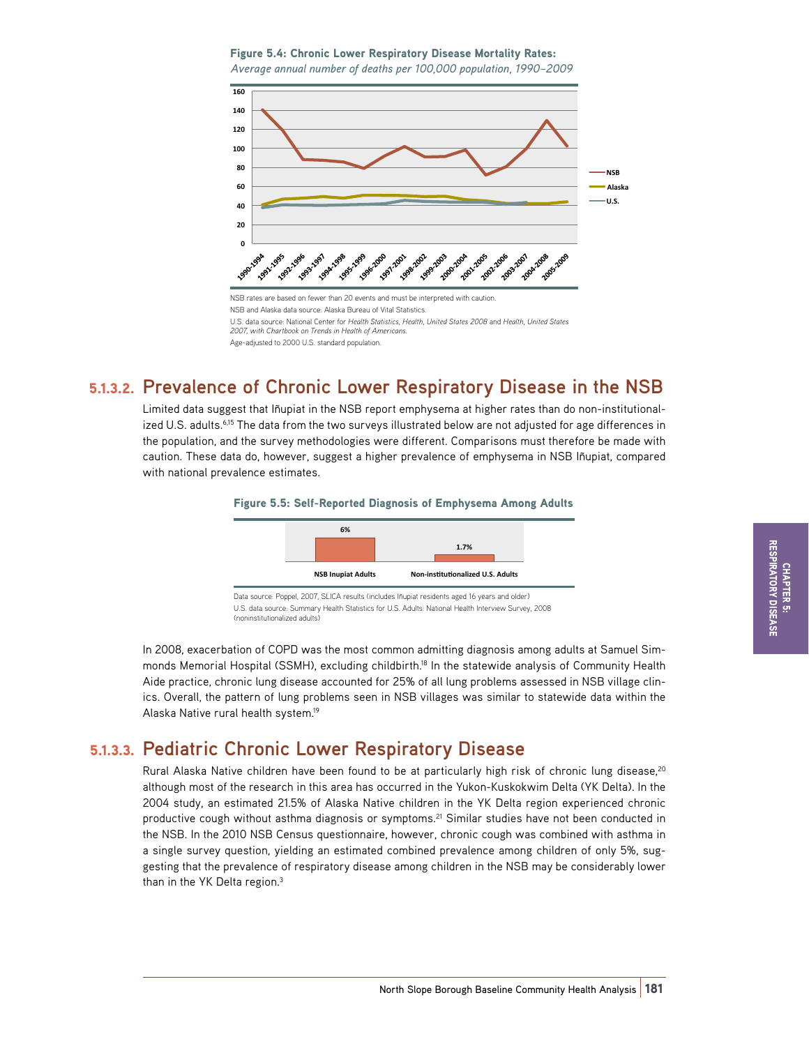**Figure 5.4: Chronic Lower Respiratory Disease Mortality Rates:**
*Average annual number of deaths per 100,000 population, 1990–2009*

NSB rates are based on fewer than 20 events and must be interpreted with caution.

NSB and Alaska data source: Alaska Bureau of Vital Statistics.

U.S. data source: National Center for *Health Statistics, Health, United States 2008* and *Health, United States 2007, with Chartbook on Trends in Health of Americans.*

Age-adjusted to 2000 U.S. standard population.

## 5.1.3.2. Prevalence of Chronic Lower Respiratory Disease in the NSB

Limited data suggest that Iñupiat in the NSB report emphysema at higher rates than do non-institutionalized U.S. adults.[6,15] The data from the two surveys illustrated below are not adjusted for age differences in the population, and the survey methodologies were different. Comparisons must therefore be made with caution. These data do, however, suggest a higher prevalence of emphysema in NSB Iñupiat, compared with national prevalence estimates.

**Figure 5.5: Self-Reported Diagnosis of Emphysema Among Adults**

| NSB Inupiat Adults | Non-institutionalized U.S. Adults |
|---|---|
| 6% | 1.7% |

Data source: Poppel, 2007, SLICA results (includes Iñupiat residents aged 16 years and older)

U.S. data source: Summary Health Statistics for U.S. Adults: National Health Interview Survey, 2008 (noninstitutionalized adults)

In 2008, exacerbation of COPD was the most common admitting diagnosis among adults at Samuel Simmonds Memorial Hospital (SSMH), excluding childbirth.[18] In the statewide analysis of Community Health Aide practice, chronic lung disease accounted for 25% of all lung problems assessed in NSB village clinics. Overall, the pattern of lung problems seen in NSB villages was similar to statewide data within the Alaska Native rural health system.[19]

## 5.1.3.3. Pediatric Chronic Lower Respiratory Disease

Rural Alaska Native children have been found to be at particularly high risk of chronic lung disease,[20] although most of the research in this area has occurred in the Yukon-Kuskokwim Delta (YK Delta). In the 2004 study, an estimated 21.5% of Alaska Native children in the YK Delta region experienced chronic productive cough without asthma diagnosis or symptoms.[21] Similar studies have not been conducted in the NSB. In the 2010 NSB Census questionnaire, however, chronic cough was combined with asthma in a single survey question, yielding an estimated combined prevalence among children of only 5%, suggesting that the prevalence of respiratory disease among children in the NSB may be considerably lower than in the YK Delta region.[3]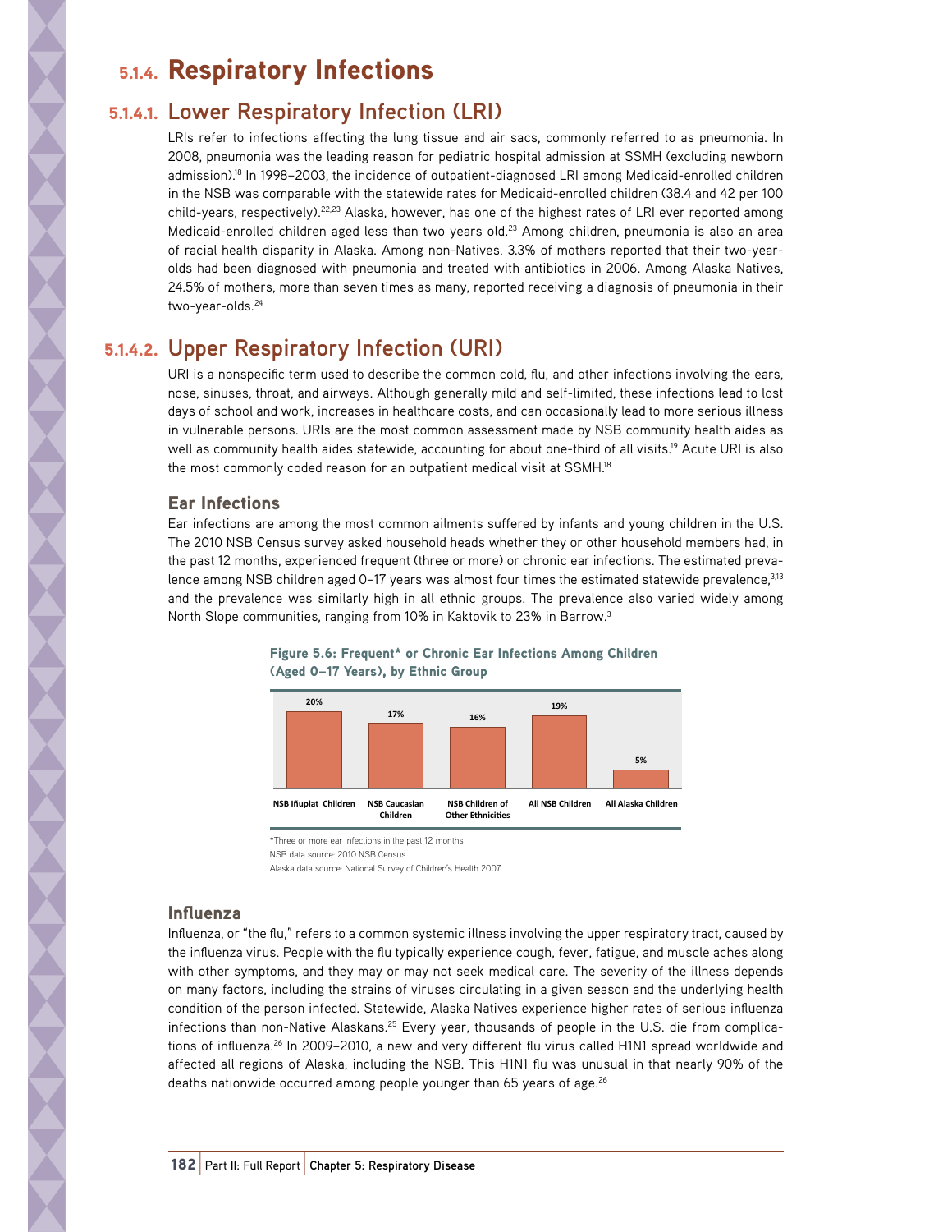# 5.1.4. Respiratory Infections

## 5.1.4.1. Lower Respiratory Infection (LRI)

LRIs refer to infections affecting the lung tissue and air sacs, commonly referred to as pneumonia. In 2008, pneumonia was the leading reason for pediatric hospital admission at SSMH (excluding newborn admission).[18] In 1998–2003, the incidence of outpatient-diagnosed LRI among Medicaid-enrolled children in the NSB was comparable with the statewide rates for Medicaid-enrolled children (38.4 and 42 per 100 child-years, respectively).[22,23] Alaska, however, has one of the highest rates of LRI ever reported among Medicaid-enrolled children aged less than two years old.[23] Among children, pneumonia is also an area of racial health disparity in Alaska. Among non-Natives, 3.3% of mothers reported that their two-year-olds had been diagnosed with pneumonia and treated with antibiotics in 2006. Among Alaska Natives, 24.5% of mothers, more than seven times as many, reported receiving a diagnosis of pneumonia in their two-year-olds.[24]

## 5.1.4.2. Upper Respiratory Infection (URI)

URI is a nonspecific term used to describe the common cold, flu, and other infections involving the ears, nose, sinuses, throat, and airways. Although generally mild and self-limited, these infections lead to lost days of school and work, increases in healthcare costs, and can occasionally lead to more serious illness in vulnerable persons. URIs are the most common assessment made by NSB community health aides as well as community health aides statewide, accounting for about one-third of all visits.[19] Acute URI is also the most commonly coded reason for an outpatient medical visit at SSMH.[18]

### Ear Infections

Ear infections are among the most common ailments suffered by infants and young children in the U.S. The 2010 NSB Census survey asked household heads whether they or other household members had, in the past 12 months, experienced frequent (three or more) or chronic ear infections. The estimated prevalence among NSB children aged 0–17 years was almost four times the estimated statewide prevalence,[3,13] and the prevalence was similarly high in all ethnic groups. The prevalence also varied widely among North Slope communities, ranging from 10% in Kaktovik to 23% in Barrow.[3]

**Figure 5.6: Frequent* or Chronic Ear Infections Among Children (Aged 0–17 Years), by Ethnic Group**

| Group | Percent |
|---|---|
| NSB Iñupiat Children | 20% |
| NSB Caucasian Children | 17% |
| NSB Children of Other Ethnicities | 16% |
| All NSB Children | 19% |
| All Alaska Children | 5% |

*Three or more ear infections in the past 12 months

NSB data source: 2010 NSB Census.

Alaska data source: National Survey of Children's Health 2007.

### Influenza

Influenza, or "the flu," refers to a common systemic illness involving the upper respiratory tract, caused by the influenza virus. People with the flu typically experience cough, fever, fatigue, and muscle aches along with other symptoms, and they may or may not seek medical care. The severity of the illness depends on many factors, including the strains of viruses circulating in a given season and the underlying health condition of the person infected. Statewide, Alaska Natives experience higher rates of serious influenza infections than non-Native Alaskans.[25] Every year, thousands of people in the U.S. die from complications of influenza.[26] In 2009–2010, a new and very different flu virus called H1N1 spread worldwide and affected all regions of Alaska, including the NSB. This H1N1 flu was unusual in that nearly 90% of the deaths nationwide occurred among people younger than 65 years of age.[26]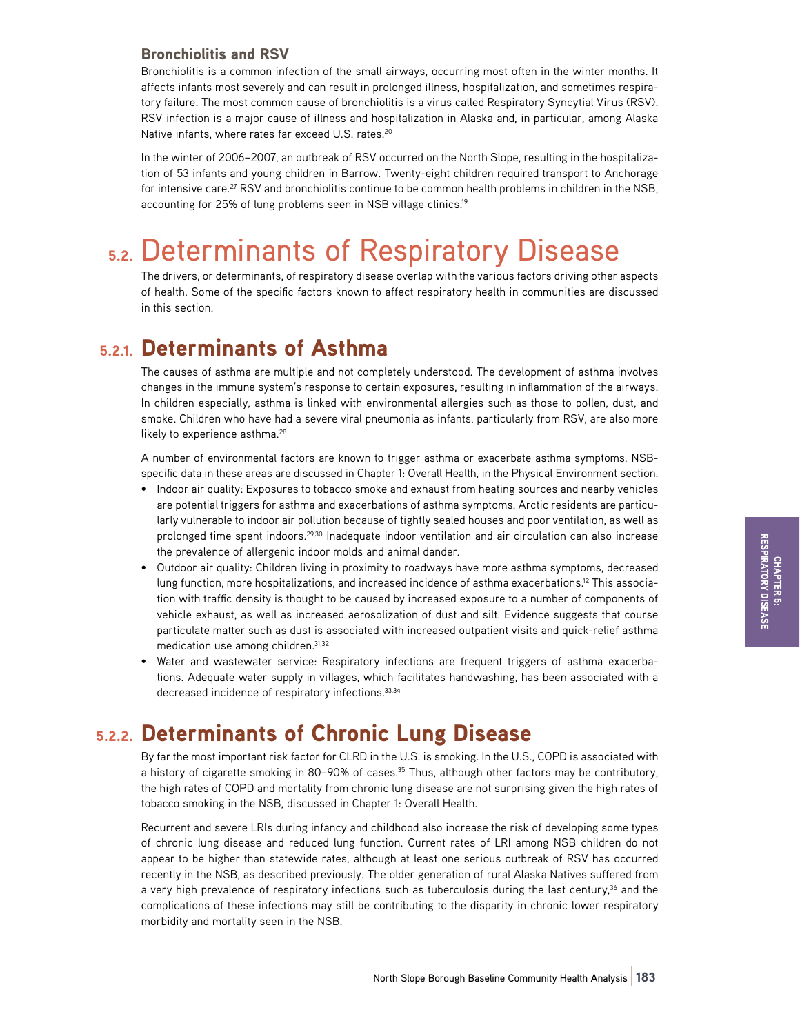### Bronchiolitis and RSV

Bronchiolitis is a common infection of the small airways, occurring most often in the winter months. It affects infants most severely and can result in prolonged illness, hospitalization, and sometimes respiratory failure. The most common cause of bronchiolitis is a virus called Respiratory Syncytial Virus (RSV). RSV infection is a major cause of illness and hospitalization in Alaska and, in particular, among Alaska Native infants, where rates far exceed U.S. rates.[20]

In the winter of 2006–2007, an outbreak of RSV occurred on the North Slope, resulting in the hospitalization of 53 infants and young children in Barrow. Twenty-eight children required transport to Anchorage for intensive care.[27] RSV and bronchiolitis continue to be common health problems in children in the NSB, accounting for 25% of lung problems seen in NSB village clinics.[19]

# 5.2. Determinants of Respiratory Disease

The drivers, or determinants, of respiratory disease overlap with the various factors driving other aspects of health. Some of the specific factors known to affect respiratory health in communities are discussed in this section.

## 5.2.1. Determinants of Asthma

The causes of asthma are multiple and not completely understood. The development of asthma involves changes in the immune system's response to certain exposures, resulting in inflammation of the airways. In children especially, asthma is linked with environmental allergies such as those to pollen, dust, and smoke. Children who have had a severe viral pneumonia as infants, particularly from RSV, are also more likely to experience asthma.[28]

A number of environmental factors are known to trigger asthma or exacerbate asthma symptoms. NSB-specific data in these areas are discussed in Chapter 1: Overall Health, in the Physical Environment section.

- Indoor air quality: Exposures to tobacco smoke and exhaust from heating sources and nearby vehicles are potential triggers for asthma and exacerbations of asthma symptoms. Arctic residents are particularly vulnerable to indoor air pollution because of tightly sealed houses and poor ventilation, as well as prolonged time spent indoors.[29,30] Inadequate indoor ventilation and air circulation can also increase the prevalence of allergenic indoor molds and animal dander.
- Outdoor air quality: Children living in proximity to roadways have more asthma symptoms, decreased lung function, more hospitalizations, and increased incidence of asthma exacerbations.[12] This association with traffic density is thought to be caused by increased exposure to a number of components of vehicle exhaust, as well as increased aerosolization of dust and silt. Evidence suggests that course particulate matter such as dust is associated with increased outpatient visits and quick-relief asthma medication use among children.[31,32]
- Water and wastewater service: Respiratory infections are frequent triggers of asthma exacerbations. Adequate water supply in villages, which facilitates handwashing, has been associated with a decreased incidence of respiratory infections.[33,34]

## 5.2.2. Determinants of Chronic Lung Disease

By far the most important risk factor for CLRD in the U.S. is smoking. In the U.S., COPD is associated with a history of cigarette smoking in 80–90% of cases.[35] Thus, although other factors may be contributory, the high rates of COPD and mortality from chronic lung disease are not surprising given the high rates of tobacco smoking in the NSB, discussed in Chapter 1: Overall Health.

Recurrent and severe LRIs during infancy and childhood also increase the risk of developing some types of chronic lung disease and reduced lung function. Current rates of LRI among NSB children do not appear to be higher than statewide rates, although at least one serious outbreak of RSV has occurred recently in the NSB, as described previously. The older generation of rural Alaska Natives suffered from a very high prevalence of respiratory infections such as tuberculosis during the last century,[36] and the complications of these infections may still be contributing to the disparity in chronic lower respiratory morbidity and mortality seen in the NSB.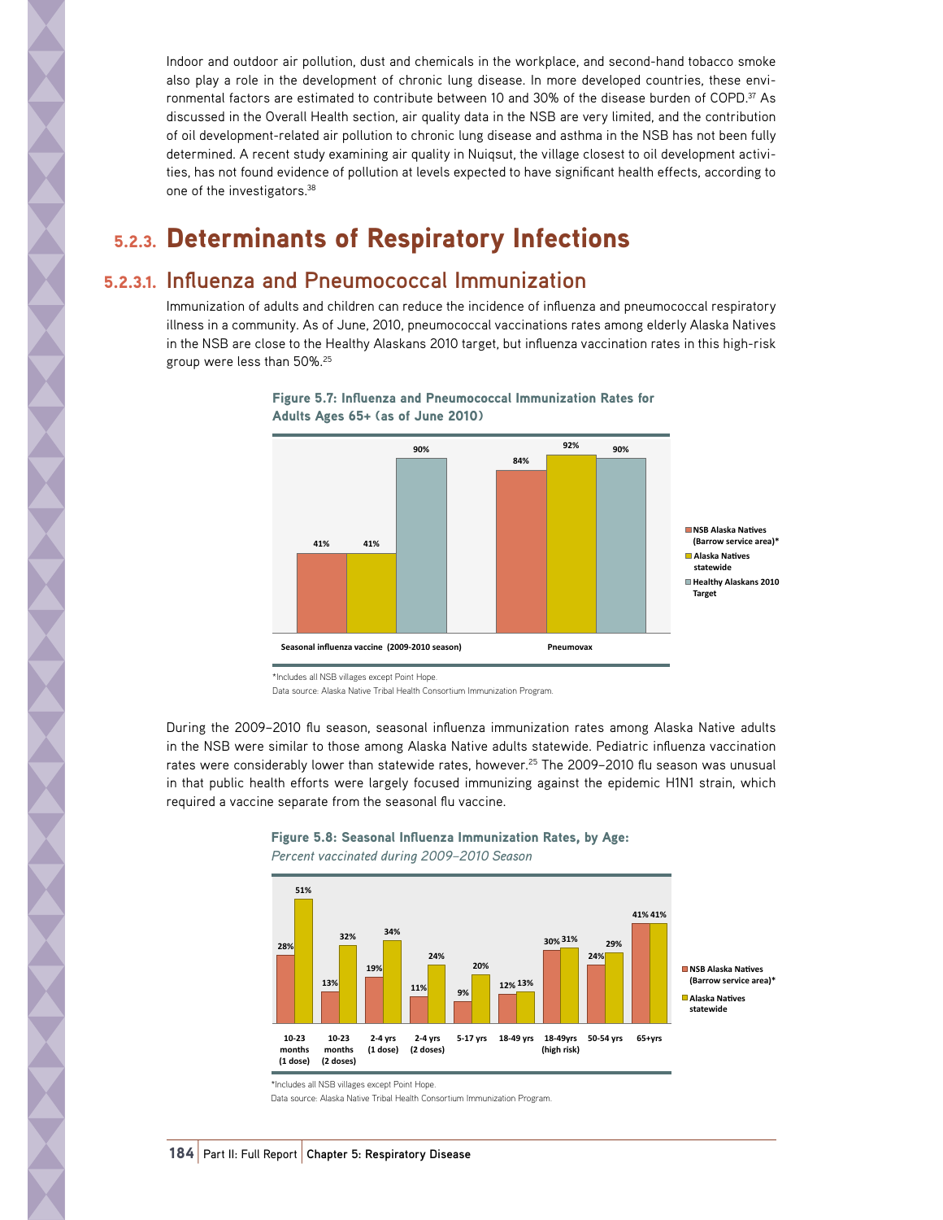Indoor and outdoor air pollution, dust and chemicals in the workplace, and second-hand tobacco smoke also play a role in the development of chronic lung disease. In more developed countries, these environmental factors are estimated to contribute between 10 and 30% of the disease burden of COPD.[37] As discussed in the Overall Health section, air quality data in the NSB are very limited, and the contribution of oil development-related air pollution to chronic lung disease and asthma in the NSB has not been fully determined. A recent study examining air quality in Nuiqsut, the village closest to oil development activities, has not found evidence of pollution at levels expected to have significant health effects, according to one of the investigators.[38]

## 5.2.3. Determinants of Respiratory Infections

### 5.2.3.1. Influenza and Pneumococcal Immunization

Immunization of adults and children can reduce the incidence of influenza and pneumococcal respiratory illness in a community. As of June, 2010, pneumococcal vaccinations rates among elderly Alaska Natives in the NSB are close to the Healthy Alaskans 2010 target, but influenza vaccination rates in this high-risk group were less than 50%.[25]

**Figure 5.7: Influenza and Pneumococcal Immunization Rates for Adults Ages 65+ (as of June 2010)**

| | NSB Alaska Natives (Barrow service area)* | Alaska Natives statewide | Healthy Alaskans 2010 Target |
|---|---|---|---|
| Seasonal influenza vaccine (2009-2010 season) | 41% | 41% | 90% |
| Pneumovax | 84% | 92% | 90% |

*Includes all NSB villages except Point Hope.

Data source: Alaska Native Tribal Health Consortium Immunization Program.

During the 2009–2010 flu season, seasonal influenza immunization rates among Alaska Native adults in the NSB were similar to those among Alaska Native adults statewide. Pediatric influenza vaccination rates were considerably lower than statewide rates, however.[25] The 2009–2010 flu season was unusual in that public health efforts were largely focused immunizing against the epidemic H1N1 strain, which required a vaccine separate from the seasonal flu vaccine.

**Figure 5.8: Seasonal Influenza Immunization Rates, by Age:** *Percent vaccinated during 2009–2010 Season*

| Age group | NSB Alaska Natives (Barrow service area)* | Alaska Natives statewide |
|---|---|---|
| 10-23 months (1 dose) | 28% | 51% |
| 10-23 months (2 doses) | 13% | 32% |
| 2-4 yrs (1 dose) | 19% | 34% |
| 2-4 yrs (2 doses) | 11% | 24% |
| 5-17 yrs | 9% | 20% |
| 18-49 yrs | 12% | 13% |
| 18-49yrs (high risk) | 30% | 31% |
| 50-54 yrs | 24% | 29% |
| 65+yrs | 41% | 41% |

*Includes all NSB villages except Point Hope.

Data source: Alaska Native Tribal Health Consortium Immunization Program.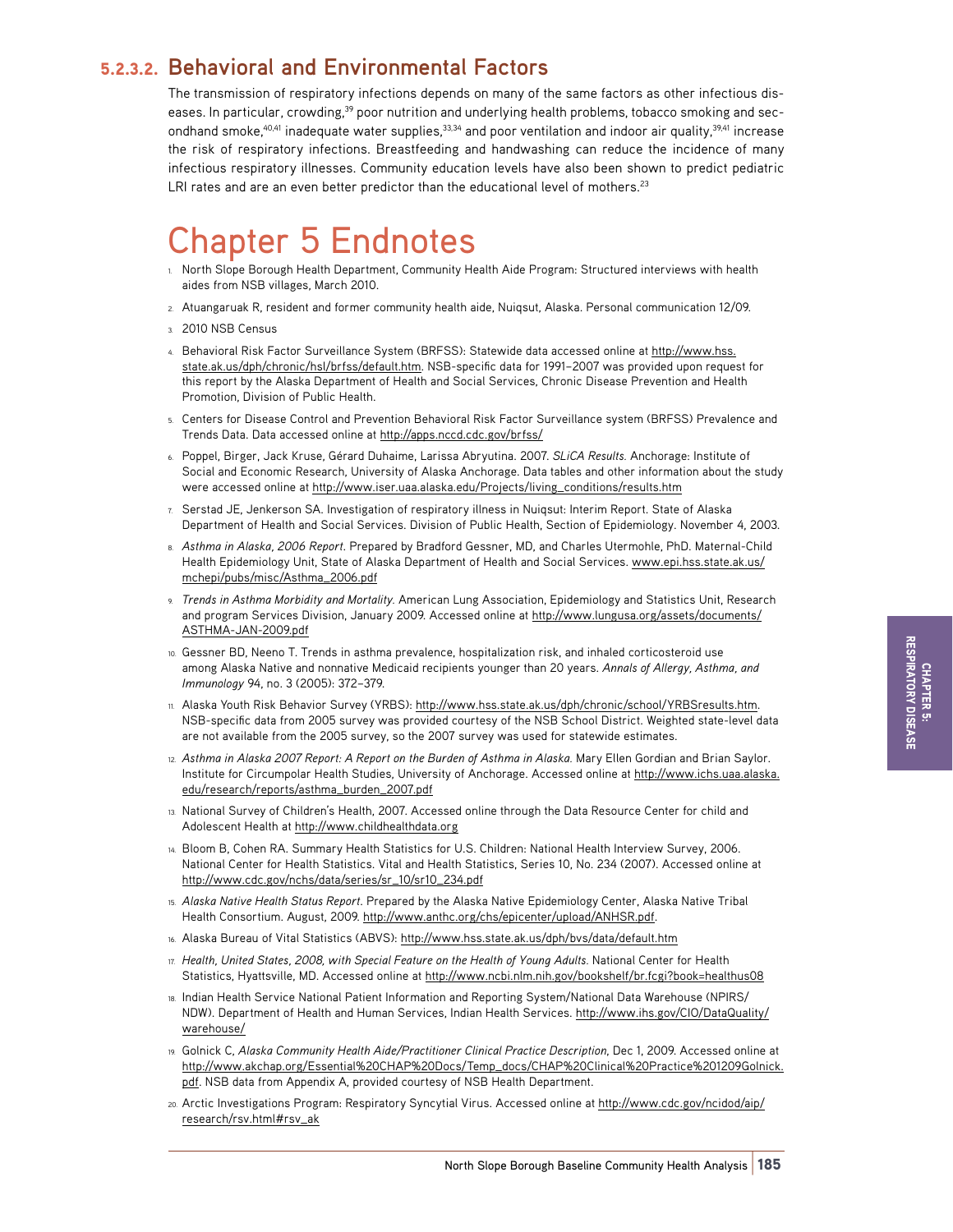### 5.2.3.2. Behavioral and Environmental Factors

The transmission of respiratory infections depends on many of the same factors as other infectious diseases. In particular, crowding,[39] poor nutrition and underlying health problems, tobacco smoking and secondhand smoke,[40,41] inadequate water supplies,[33,34] and poor ventilation and indoor air quality,[39,41] increase the risk of respiratory infections. Breastfeeding and handwashing can reduce the incidence of many infectious respiratory illnesses. Community education levels have also been shown to predict pediatric LRI rates and are an even better predictor than the educational level of mothers.[23]

# Chapter 5 Endnotes

1. North Slope Borough Health Department, Community Health Aide Program: Structured interviews with health aides from NSB villages, March 2010.
2. Atuangaruak R, resident and former community health aide, Nuiqsut, Alaska. Personal communication 12/09.
3. 2010 NSB Census
4. Behavioral Risk Factor Surveillance System (BRFSS): Statewide data accessed online at http://www.hss.state.ak.us/dph/chronic/hsl/brfss/default.htm. NSB-specific data for 1991–2007 was provided upon request for this report by the Alaska Department of Health and Social Services, Chronic Disease Prevention and Health Promotion, Division of Public Health.
5. Centers for Disease Control and Prevention Behavioral Risk Factor Surveillance system (BRFSS) Prevalence and Trends Data. Data accessed online at http://apps.nccd.cdc.gov/brfss/
6. Poppel, Birger, Jack Kruse, Gérard Duhaime, Larissa Abryutina. 2007. *SLiCA Results.* Anchorage: Institute of Social and Economic Research, University of Alaska Anchorage. Data tables and other information about the study were accessed online at http://www.iser.uaa.alaska.edu/Projects/living_conditions/results.htm
7. Serstad JE, Jenkerson SA. Investigation of respiratory illness in Nuiqsut: Interim Report. State of Alaska Department of Health and Social Services. Division of Public Health, Section of Epidemiology. November 4, 2003.
8. *Asthma in Alaska, 2006 Report*. Prepared by Bradford Gessner, MD, and Charles Utermohle, PhD. Maternal-Child Health Epidemiology Unit, State of Alaska Department of Health and Social Services. www.epi.hss.state.ak.us/mchepi/pubs/misc/Asthma_2006.pdf
9. *Trends in Asthma Morbidity and Mortality.* American Lung Association, Epidemiology and Statistics Unit, Research and program Services Division, January 2009. Accessed online at http://www.lungusa.org/assets/documents/ASTHMA-JAN-2009.pdf
10. Gessner BD, Neeno T. Trends in asthma prevalence, hospitalization risk, and inhaled corticosteroid use among Alaska Native and nonnative Medicaid recipients younger than 20 years. *Annals of Allergy, Asthma, and Immunology* 94, no. 3 (2005): 372–379.
11. Alaska Youth Risk Behavior Survey (YRBS): http://www.hss.state.ak.us/dph/chronic/school/YRBSresults.htm. NSB-specific data from 2005 survey was provided courtesy of the NSB School District. Weighted state-level data are not available from the 2005 survey, so the 2007 survey was used for statewide estimates.
12. *Asthma in Alaska 2007 Report: A Report on the Burden of Asthma in Alaska.* Mary Ellen Gordian and Brian Saylor. Institute for Circumpolar Health Studies, University of Anchorage. Accessed online at http://www.ichs.uaa.alaska.edu/research/reports/asthma_burden_2007.pdf
13. National Survey of Children's Health, 2007. Accessed online through the Data Resource Center for child and Adolescent Health at http://www.childhealthdata.org
14. Bloom B, Cohen RA. Summary Health Statistics for U.S. Children: National Health Interview Survey, 2006. National Center for Health Statistics. Vital and Health Statistics, Series 10, No. 234 (2007). Accessed online at http://www.cdc.gov/nchs/data/series/sr_10/sr10_234.pdf
15. *Alaska Native Health Status Report*. Prepared by the Alaska Native Epidemiology Center, Alaska Native Tribal Health Consortium. August, 2009. http://www.anthc.org/chs/epicenter/upload/ANHSR.pdf.
16. Alaska Bureau of Vital Statistics (ABVS): http://www.hss.state.ak.us/dph/bvs/data/default.htm
17. *Health, United States, 2008, with Special Feature on the Health of Young Adults.* National Center for Health Statistics, Hyattsville, MD. Accessed online at http://www.ncbi.nlm.nih.gov/bookshelf/br.fcgi?book=healthus08
18. Indian Health Service National Patient Information and Reporting System/National Data Warehouse (NPIRS/NDW). Department of Health and Human Services, Indian Health Services. http://www.ihs.gov/CIO/DataQuality/warehouse/
19. Golnick C, *Alaska Community Health Aide/Practitioner Clinical Practice Description*, Dec 1, 2009. Accessed online at http://www.akchap.org/Essential%20CHAP%20Docs/Temp_docs/CHAP%20Clinical%20Practice%201209Golnick.pdf. NSB data from Appendix A, provided courtesy of NSB Health Department.
20. Arctic Investigations Program: Respiratory Syncytial Virus. Accessed online at http://www.cdc.gov/ncidod/aip/research/rsv.html#rsv_ak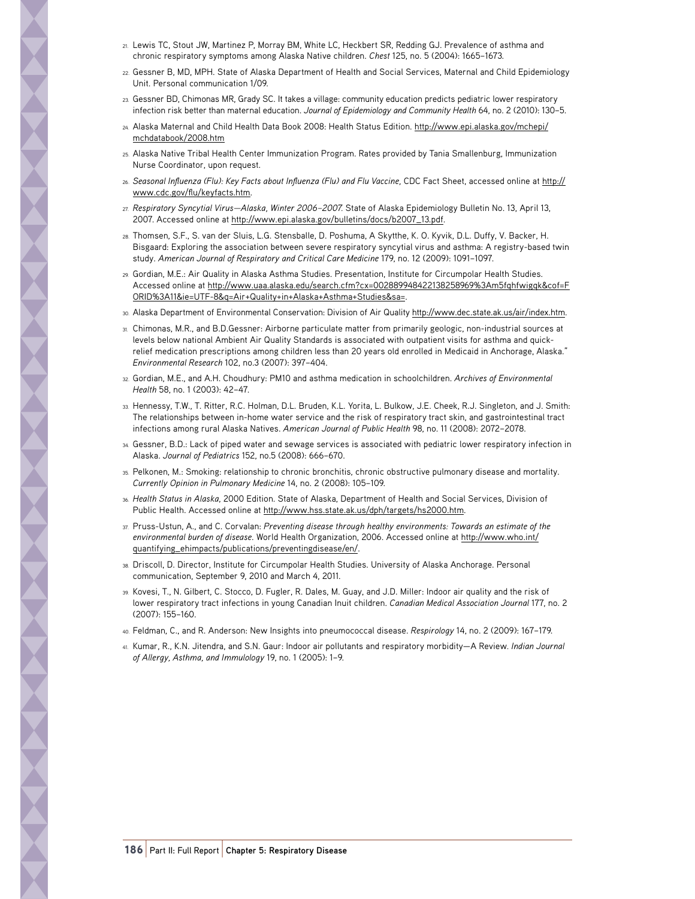21. Lewis TC, Stout JW, Martinez P, Morray BM, White LC, Heckbert SR, Redding GJ. Prevalence of asthma and chronic respiratory symptoms among Alaska Native children. *Chest* 125, no. 5 (2004): 1665–1673.

22. Gessner B, MD, MPH. State of Alaska Department of Health and Social Services, Maternal and Child Epidemiology Unit. Personal communication 1/09.

23. Gessner BD, Chimonas MR, Grady SC. It takes a village: community education predicts pediatric lower respiratory infection risk better than maternal education. *Journal of Epidemiology and Community Health* 64, no. 2 (2010): 130–5.

24. Alaska Maternal and Child Health Data Book 2008: Health Status Edition. http://www.epi.alaska.gov/mchepi/mchdatabook/2008.htm

25. Alaska Native Tribal Health Center Immunization Program. Rates provided by Tania Smallenburg, Immunization Nurse Coordinator, upon request.

26. *Seasonal Influenza (Flu): Key Facts about Influenza (Flu) and Flu Vaccine,* CDC Fact Sheet, accessed online at http://www.cdc.gov/flu/keyfacts.htm.

27. *Respiratory Syncytial Virus—Alaska, Winter 2006–2007.* State of Alaska Epidemiology Bulletin No. 13, April 13, 2007. Accessed online at http://www.epi.alaska.gov/bulletins/docs/b2007_13.pdf.

28. Thomsen, S.F., S. van der Sluis, L.G. Stensballe, D. Poshuma, A Skytthe, K. O. Kyvik, D.L. Duffy, V. Backer, H. Bisgaard: Exploring the association between severe respiratory syncytial virus and asthma: A registry-based twin study. *American Journal of Respiratory and Critical Care Medicine* 179, no. 12 (2009): 1091–1097.

29. Gordian, M.E.: Air Quality in Alaska Asthma Studies. Presentation, Institute for Circumpolar Health Studies. Accessed online at http://www.uaa.alaska.edu/search.cfm?cx=002889948422138258969%3Am5fqhfwigqk&cof=FORID%3A11&ie=UTF-8&q=Air+Quality+in+Alaska+Asthma+Studies&sa=.

30. Alaska Department of Environmental Conservation: Division of Air Quality http://www.dec.state.ak.us/air/index.htm.

31. Chimonas, M.R., and B.D.Gessner: Airborne particulate matter from primarily geologic, non-industrial sources at levels below national Ambient Air Quality Standards is associated with outpatient visits for asthma and quick-relief medication prescriptions among children less than 20 years old enrolled in Medicaid in Anchorage, Alaska." *Environmental Research* 102, no.3 (2007): 397–404.

32. Gordian, M.E., and A.H. Choudhury: PM10 and asthma medication in schoolchildren. *Archives of Environmental Health* 58, no. 1 (2003): 42–47.

33. Hennessy, T.W., T. Ritter, R.C. Holman, D.L. Bruden, K.L. Yorita, L. Bulkow, J.E. Cheek, R.J. Singleton, and J. Smith: The relationships between in-home water service and the risk of respiratory tract skin, and gastrointestinal tract infections among rural Alaska Natives. *American Journal of Public Health* 98, no. 11 (2008): 2072–2078.

34. Gessner, B.D.: Lack of piped water and sewage services is associated with pediatric lower respiratory infection in Alaska. *Journal of Pediatrics* 152, no.5 (2008): 666–670.

35. Pelkonen, M.: Smoking: relationship to chronic bronchitis, chronic obstructive pulmonary disease and mortality. *Currently Opinion in Pulmonary Medicine* 14, no. 2 (2008): 105–109.

36. *Health Status in Alaska*, 2000 Edition. State of Alaska, Department of Health and Social Services, Division of Public Health. Accessed online at http://www.hss.state.ak.us/dph/targets/hs2000.htm.

37. Pruss-Ustun, A., and C. Corvalan: *Preventing disease through healthy environments: Towards an estimate of the environmental burden of disease.* World Health Organization, 2006. Accessed online at http://www.who.int/quantifying_ehimpacts/publications/preventingdisease/en/.

38. Driscoll, D. Director, Institute for Circumpolar Health Studies. University of Alaska Anchorage. Personal communication, September 9, 2010 and March 4, 2011.

39. Kovesi, T., N. Gilbert, C. Stocco, D. Fugler, R. Dales, M. Guay, and J.D. Miller: Indoor air quality and the risk of lower respiratory tract infections in young Canadian Inuit children. *Canadian Medical Association Journal* 177, no. 2 (2007): 155–160.

40. Feldman, C., and R. Anderson: New Insights into pneumococcal disease. *Respirology* 14, no. 2 (2009): 167–179.

41. Kumar, R., K.N. Jitendra, and S.N. Gaur: Indoor air pollutants and respiratory morbidity—A Review. *Indian Journal of Allergy, Asthma, and Immulology* 19, no. 1 (2005): 1–9.